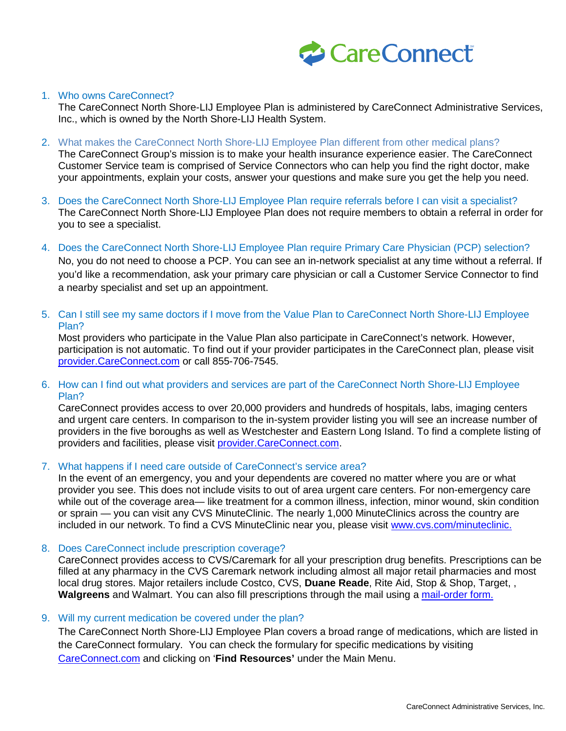# CareConnect

1. Who owns CareConnect?
   The CareConnect North Shore-LIJ Employee Plan is administered by CareConnect Administrative Services, Inc., which is owned by the North Shore-LIJ Health System.

2. What makes the CareConnect North Shore-LIJ Employee Plan different from other medical plans?
   The CareConnect Group's mission is to make your health insurance experience easier. The CareConnect Customer Service team is comprised of Service Connectors who can help you find the right doctor, make your appointments, explain your costs, answer your questions and make sure you get the help you need.

3. Does the CareConnect North Shore-LIJ Employee Plan require referrals before I can visit a specialist?
   The CareConnect North Shore-LIJ Employee Plan does not require members to obtain a referral in order for you to see a specialist.

4. Does the CareConnect North Shore-LIJ Employee Plan require Primary Care Physician (PCP) selection?
   No, you do not need to choose a PCP. You can see an in-network specialist at any time without a referral. If you'd like a recommendation, ask your primary care physician or call a Customer Service Connector to find a nearby specialist and set up an appointment.

5. Can I still see my same doctors if I move from the Value Plan to CareConnect North Shore-LIJ Employee Plan?
   Most providers who participate in the Value Plan also participate in CareConnect's network. However, participation is not automatic. To find out if your provider participates in the CareConnect plan, please visit provider.CareConnect.com or call 855-706-7545.

6. How can I find out what providers and services are part of the CareConnect North Shore-LIJ Employee Plan?
   CareConnect provides access to over 20,000 providers and hundreds of hospitals, labs, imaging centers and urgent care centers. In comparison to the in-system provider listing you will see an increase number of providers in the five boroughs as well as Westchester and Eastern Long Island. To find a complete listing of providers and facilities, please visit provider.CareConnect.com.

7. What happens if I need care outside of CareConnect's service area?
   In the event of an emergency, you and your dependents are covered no matter where you are or what provider you see. This does not include visits to out of area urgent care centers. For non-emergency care while out of the coverage area— like treatment for a common illness, infection, minor wound, skin condition or sprain — you can visit any CVS MinuteClinic. The nearly 1,000 MinuteClinics across the country are included in our network. To find a CVS MinuteClinic near you, please visit www.cvs.com/minuteclinic.

8. Does CareConnect include prescription coverage?
   CareConnect provides access to CVS/Caremark for all your prescription drug benefits. Prescriptions can be filled at any pharmacy in the CVS Caremark network including almost all major retail pharmacies and most local drug stores. Major retailers include Costco, CVS, **Duane Reade**, Rite Aid, Stop & Shop, Target, , **Walgreens** and Walmart. You can also fill prescriptions through the mail using a mail-order form.

9. Will my current medication be covered under the plan?
   The CareConnect North Shore-LIJ Employee Plan covers a broad range of medications, which are listed in the CareConnect formulary. You can check the formulary for specific medications by visiting CareConnect.com and clicking on '**Find Resources'** under the Main Menu.

CareConnect Administrative Services, Inc.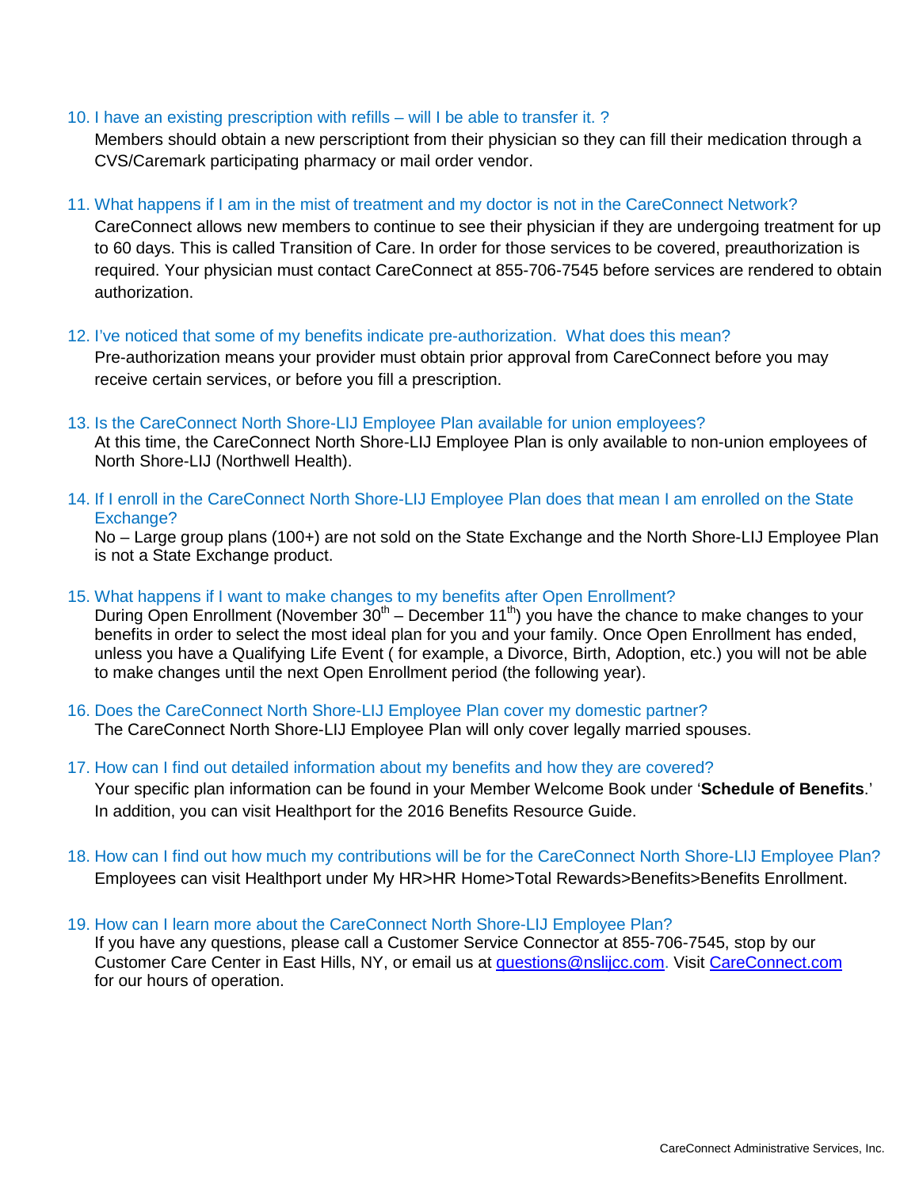10. I have an existing prescription with refills – will I be able to transfer it. ?

    Members should obtain a new perscriptiont from their physician so they can fill their medication through a CVS/Caremark participating pharmacy or mail order vendor.

11. What happens if I am in the mist of treatment and my doctor is not in the CareConnect Network?

    CareConnect allows new members to continue to see their physician if they are undergoing treatment for up to 60 days. This is called Transition of Care. In order for those services to be covered, preauthorization is required. Your physician must contact CareConnect at 855-706-7545 before services are rendered to obtain authorization.

12. I've noticed that some of my benefits indicate pre-authorization. What does this mean?

    Pre-authorization means your provider must obtain prior approval from CareConnect before you may receive certain services, or before you fill a prescription.

13. Is the CareConnect North Shore-LIJ Employee Plan available for union employees?

    At this time, the CareConnect North Shore-LIJ Employee Plan is only available to non-union employees of North Shore-LIJ (Northwell Health).

14. If I enroll in the CareConnect North Shore-LIJ Employee Plan does that mean I am enrolled on the State Exchange?

    No – Large group plans (100+) are not sold on the State Exchange and the North Shore-LIJ Employee Plan is not a State Exchange product.

15. What happens if I want to make changes to my benefits after Open Enrollment?

    During Open Enrollment (November 30th – December 11th) you have the chance to make changes to your benefits in order to select the most ideal plan for you and your family. Once Open Enrollment has ended, unless you have a Qualifying Life Event ( for example, a Divorce, Birth, Adoption, etc.) you will not be able to make changes until the next Open Enrollment period (the following year).

16. Does the CareConnect North Shore-LIJ Employee Plan cover my domestic partner?

    The CareConnect North Shore-LIJ Employee Plan will only cover legally married spouses.

17. How can I find out detailed information about my benefits and how they are covered?

    Your specific plan information can be found in your Member Welcome Book under '**Schedule of Benefits**.' In addition, you can visit Healthport for the 2016 Benefits Resource Guide.

18. How can I find out how much my contributions will be for the CareConnect North Shore-LIJ Employee Plan?

    Employees can visit Healthport under My HR>HR Home>Total Rewards>Benefits>Benefits Enrollment.

19. How can I learn more about the CareConnect North Shore-LIJ Employee Plan?

    If you have any questions, please call a Customer Service Connector at 855-706-7545, stop by our Customer Care Center in East Hills, NY, or email us at questions@nslijcc.com. Visit CareConnect.com for our hours of operation.